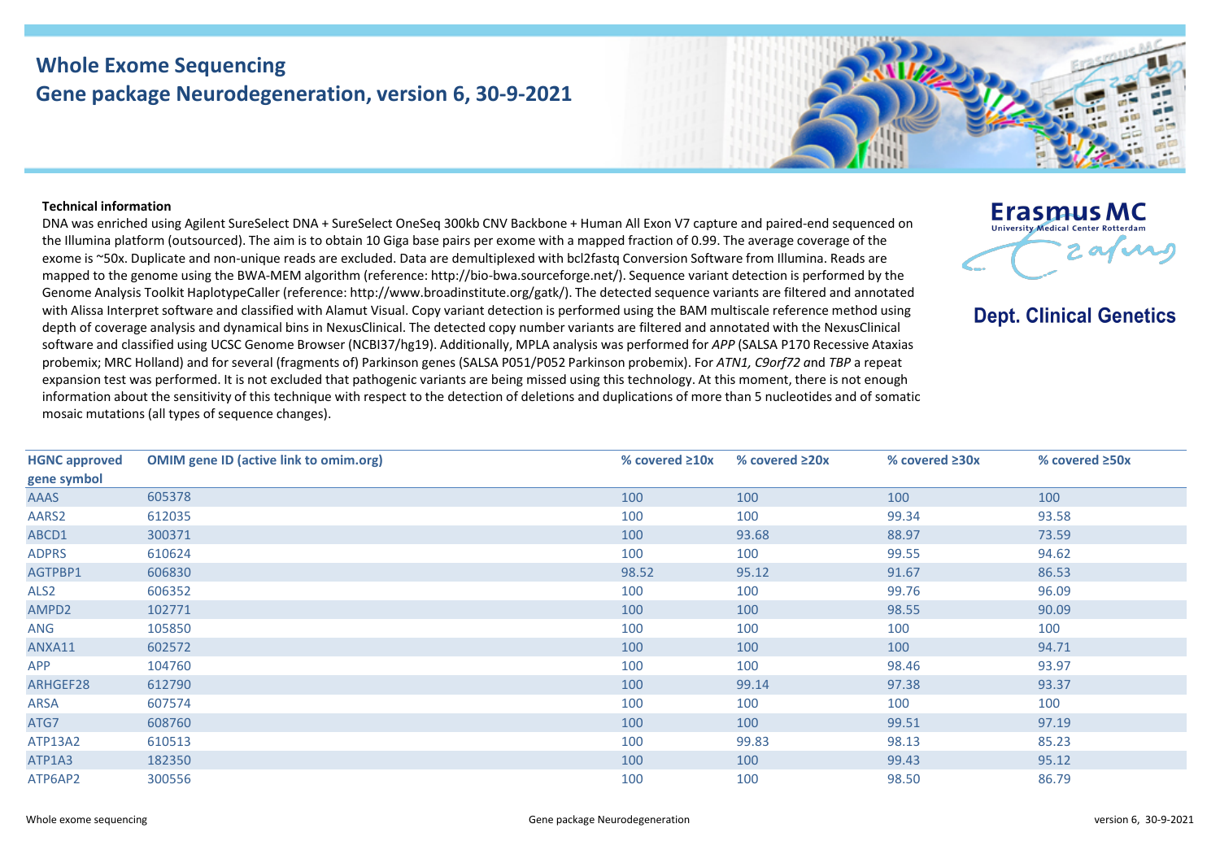# Whole Exome Sequencing
## Gene package Neurodegeneration, version 6, 30-9-2021

Erasmus MC
University Medical Center Rotterdam

**Dept. Clinical Genetics**

**Technical information**

DNA was enriched using Agilent SureSelect DNA + SureSelect OneSeq 300kb CNV Backbone + Human All Exon V7 capture and paired-end sequenced on the Illumina platform (outsourced). The aim is to obtain 10 Giga base pairs per exome with a mapped fraction of 0.99. The average coverage of the exome is ~50x. Duplicate and non-unique reads are excluded. Data are demultiplexed with bcl2fastq Conversion Software from Illumina. Reads are mapped to the genome using the BWA-MEM algorithm (reference: http://bio-bwa.sourceforge.net/). Sequence variant detection is performed by the Genome Analysis Toolkit HaplotypeCaller (reference: http://www.broadinstitute.org/gatk/). The detected sequence variants are filtered and annotated with Alissa Interpret software and classified with Alamut Visual. Copy variant detection is performed using the BAM multiscale reference method using depth of coverage analysis and dynamical bins in NexusClinical. The detected copy number variants are filtered and annotated with the NexusClinical software and classified using UCSC Genome Browser (NCBI37/hg19). Additionally, MPLA analysis was performed for *APP* (SALSA P170 Recessive Ataxias probemix; MRC Holland) and for several (fragments of) Parkinson genes (SALSA P051/P052 Parkinson probemix). For *ATN1, C9orf72* and *TBP* a repeat expansion test was performed. It is not excluded that pathogenic variants are being missed using this technology. At this moment, there is not enough information about the sensitivity of this technique with respect to the detection of deletions and duplications of more than 5 nucleotides and of somatic mosaic mutations (all types of sequence changes).

| HGNC approved gene symbol | OMIM gene ID (active link to omim.org) | % covered ≥10x | % covered ≥20x | % covered ≥30x | % covered ≥50x |
|---|---|---|---|---|---|
| AAAS | 605378 | 100 | 100 | 100 | 100 |
| AARS2 | 612035 | 100 | 100 | 99.34 | 93.58 |
| ABCD1 | 300371 | 100 | 93.68 | 88.97 | 73.59 |
| ADPRS | 610624 | 100 | 100 | 99.55 | 94.62 |
| AGTPBP1 | 606830 | 98.52 | 95.12 | 91.67 | 86.53 |
| ALS2 | 606352 | 100 | 100 | 99.76 | 96.09 |
| AMPD2 | 102771 | 100 | 100 | 98.55 | 90.09 |
| ANG | 105850 | 100 | 100 | 100 | 100 |
| ANXA11 | 602572 | 100 | 100 | 100 | 94.71 |
| APP | 104760 | 100 | 100 | 98.46 | 93.97 |
| ARHGEF28 | 612790 | 100 | 99.14 | 97.38 | 93.37 |
| ARSA | 607574 | 100 | 100 | 100 | 100 |
| ATG7 | 608760 | 100 | 100 | 99.51 | 97.19 |
| ATP13A2 | 610513 | 100 | 99.83 | 98.13 | 85.23 |
| ATP1A3 | 182350 | 100 | 100 | 99.43 | 95.12 |
| ATP6AP2 | 300556 | 100 | 100 | 98.50 | 86.79 |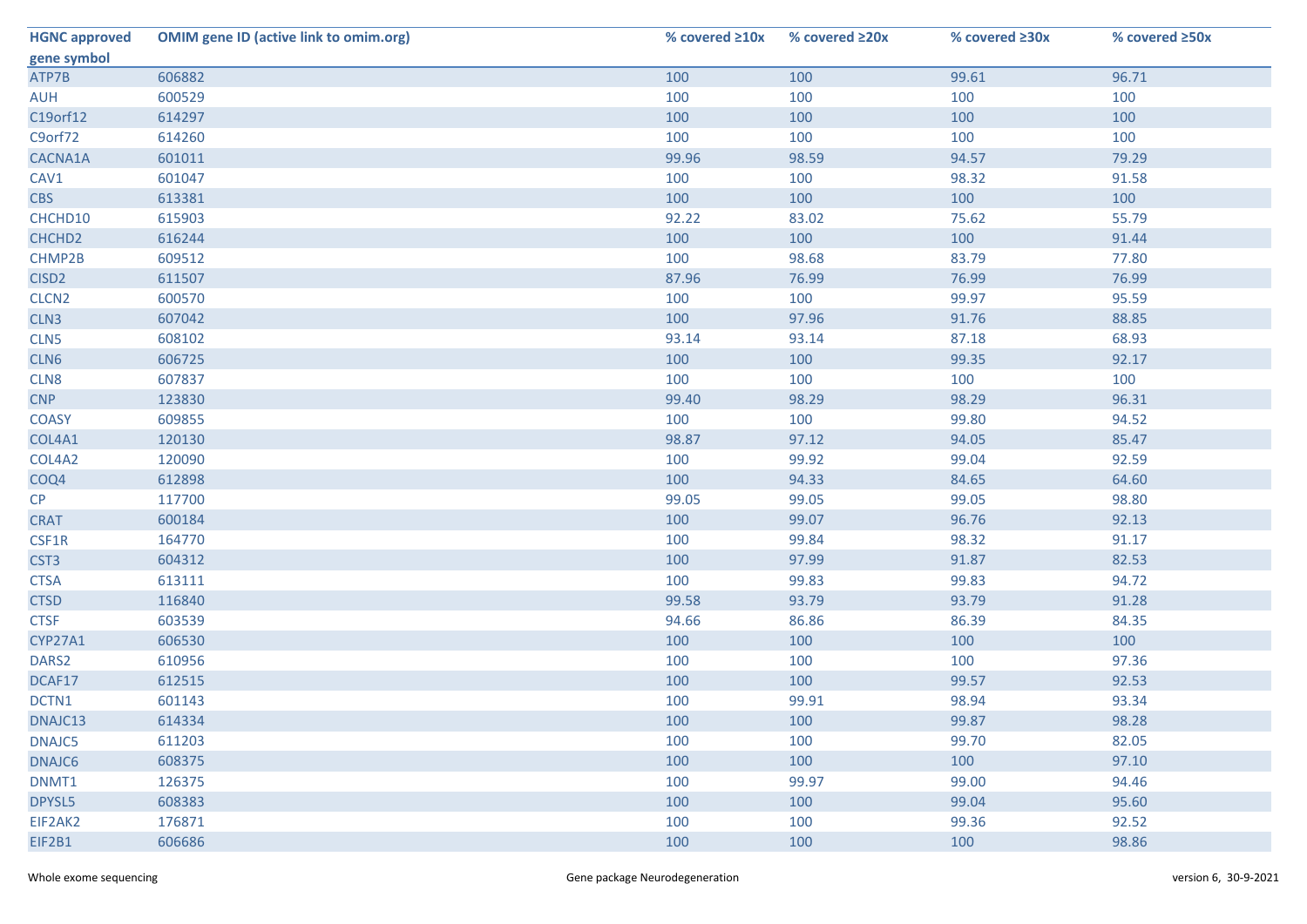| HGNC approved gene symbol | OMIM gene ID (active link to omim.org) | % covered ≥10x | % covered ≥20x | % covered ≥30x | % covered ≥50x |
|---|---|---|---|---|---|
| ATP7B | 606882 | 100 | 100 | 99.61 | 96.71 |
| AUH | 600529 | 100 | 100 | 100 | 100 |
| C19orf12 | 614297 | 100 | 100 | 100 | 100 |
| C9orf72 | 614260 | 100 | 100 | 100 | 100 |
| CACNA1A | 601011 | 99.96 | 98.59 | 94.57 | 79.29 |
| CAV1 | 601047 | 100 | 100 | 98.32 | 91.58 |
| CBS | 613381 | 100 | 100 | 100 | 100 |
| CHCHD10 | 615903 | 92.22 | 83.02 | 75.62 | 55.79 |
| CHCHD2 | 616244 | 100 | 100 | 100 | 91.44 |
| CHMP2B | 609512 | 100 | 98.68 | 83.79 | 77.80 |
| CISD2 | 611507 | 87.96 | 76.99 | 76.99 | 76.99 |
| CLCN2 | 600570 | 100 | 100 | 99.97 | 95.59 |
| CLN3 | 607042 | 100 | 97.96 | 91.76 | 88.85 |
| CLN5 | 608102 | 93.14 | 93.14 | 87.18 | 68.93 |
| CLN6 | 606725 | 100 | 100 | 99.35 | 92.17 |
| CLN8 | 607837 | 100 | 100 | 100 | 100 |
| CNP | 123830 | 99.40 | 98.29 | 98.29 | 96.31 |
| COASY | 609855 | 100 | 100 | 99.80 | 94.52 |
| COL4A1 | 120130 | 98.87 | 97.12 | 94.05 | 85.47 |
| COL4A2 | 120090 | 100 | 99.92 | 99.04 | 92.59 |
| COQ4 | 612898 | 100 | 94.33 | 84.65 | 64.60 |
| CP | 117700 | 99.05 | 99.05 | 99.05 | 98.80 |
| CRAT | 600184 | 100 | 99.07 | 96.76 | 92.13 |
| CSF1R | 164770 | 100 | 99.84 | 98.32 | 91.17 |
| CST3 | 604312 | 100 | 97.99 | 91.87 | 82.53 |
| CTSA | 613111 | 100 | 99.83 | 99.83 | 94.72 |
| CTSD | 116840 | 99.58 | 93.79 | 93.79 | 91.28 |
| CTSF | 603539 | 94.66 | 86.86 | 86.39 | 84.35 |
| CYP27A1 | 606530 | 100 | 100 | 100 | 100 |
| DARS2 | 610956 | 100 | 100 | 100 | 97.36 |
| DCAF17 | 612515 | 100 | 100 | 99.57 | 92.53 |
| DCTN1 | 601143 | 100 | 99.91 | 98.94 | 93.34 |
| DNAJC13 | 614334 | 100 | 100 | 99.87 | 98.28 |
| DNAJC5 | 611203 | 100 | 100 | 99.70 | 82.05 |
| DNAJC6 | 608375 | 100 | 100 | 100 | 97.10 |
| DNMT1 | 126375 | 100 | 99.97 | 99.00 | 94.46 |
| DPYSL5 | 608383 | 100 | 100 | 99.04 | 95.60 |
| EIF2AK2 | 176871 | 100 | 100 | 99.36 | 92.52 |
| EIF2B1 | 606686 | 100 | 100 | 100 | 98.86 |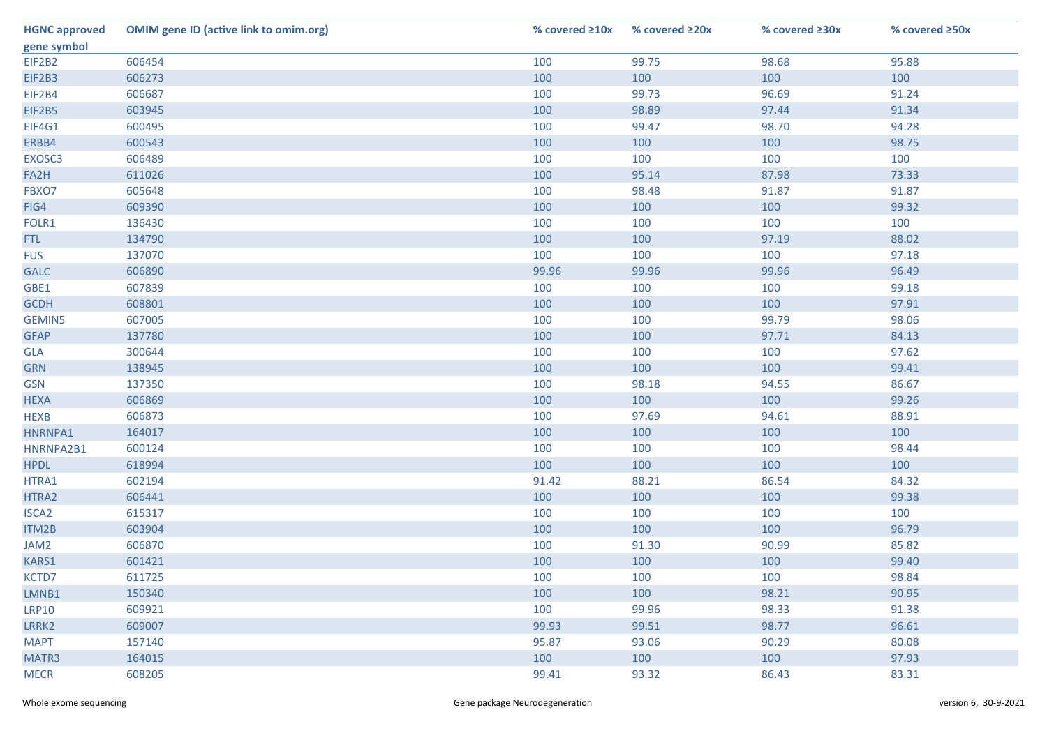| HGNC approved gene symbol | OMIM gene ID (active link to omim.org) | % covered ≥10x | % covered ≥20x | % covered ≥30x | % covered ≥50x |
|---|---|---|---|---|---|
| EIF2B2 | 606454 | 100 | 99.75 | 98.68 | 95.88 |
| EIF2B3 | 606273 | 100 | 100 | 100 | 100 |
| EIF2B4 | 606687 | 100 | 99.73 | 96.69 | 91.24 |
| EIF2B5 | 603945 | 100 | 98.89 | 97.44 | 91.34 |
| EIF4G1 | 600495 | 100 | 99.47 | 98.70 | 94.28 |
| ERBB4 | 600543 | 100 | 100 | 100 | 98.75 |
| EXOSC3 | 606489 | 100 | 100 | 100 | 100 |
| FA2H | 611026 | 100 | 95.14 | 87.98 | 73.33 |
| FBXO7 | 605648 | 100 | 98.48 | 91.87 | 91.87 |
| FIG4 | 609390 | 100 | 100 | 100 | 99.32 |
| FOLR1 | 136430 | 100 | 100 | 100 | 100 |
| FTL | 134790 | 100 | 100 | 97.19 | 88.02 |
| FUS | 137070 | 100 | 100 | 100 | 97.18 |
| GALC | 606890 | 99.96 | 99.96 | 99.96 | 96.49 |
| GBE1 | 607839 | 100 | 100 | 100 | 99.18 |
| GCDH | 608801 | 100 | 100 | 100 | 97.91 |
| GEMIN5 | 607005 | 100 | 100 | 99.79 | 98.06 |
| GFAP | 137780 | 100 | 100 | 97.71 | 84.13 |
| GLA | 300644 | 100 | 100 | 100 | 97.62 |
| GRN | 138945 | 100 | 100 | 100 | 99.41 |
| GSN | 137350 | 100 | 98.18 | 94.55 | 86.67 |
| HEXA | 606869 | 100 | 100 | 100 | 99.26 |
| HEXB | 606873 | 100 | 97.69 | 94.61 | 88.91 |
| HNRNPA1 | 164017 | 100 | 100 | 100 | 100 |
| HNRNPA2B1 | 600124 | 100 | 100 | 100 | 98.44 |
| HPDL | 618994 | 100 | 100 | 100 | 100 |
| HTRA1 | 602194 | 91.42 | 88.21 | 86.54 | 84.32 |
| HTRA2 | 606441 | 100 | 100 | 100 | 99.38 |
| ISCA2 | 615317 | 100 | 100 | 100 | 100 |
| ITM2B | 603904 | 100 | 100 | 100 | 96.79 |
| JAM2 | 606870 | 100 | 91.30 | 90.99 | 85.82 |
| KARS1 | 601421 | 100 | 100 | 100 | 99.40 |
| KCTD7 | 611725 | 100 | 100 | 100 | 98.84 |
| LMNB1 | 150340 | 100 | 100 | 98.21 | 90.95 |
| LRP10 | 609921 | 100 | 99.96 | 98.33 | 91.38 |
| LRRK2 | 609007 | 99.93 | 99.51 | 98.77 | 96.61 |
| MAPT | 157140 | 95.87 | 93.06 | 90.29 | 80.08 |
| MATR3 | 164015 | 100 | 100 | 100 | 97.93 |
| MECR | 608205 | 99.41 | 93.32 | 86.43 | 83.31 |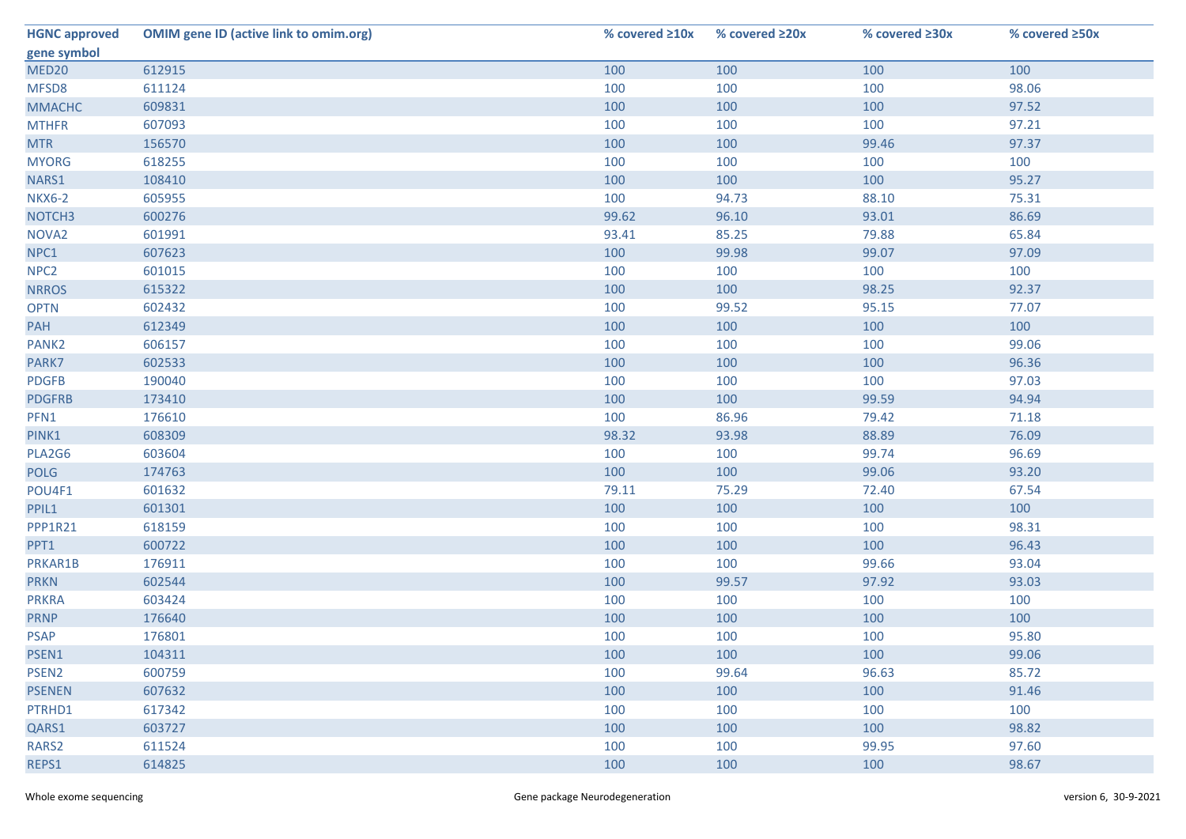| HGNC approved gene symbol | OMIM gene ID (active link to omim.org) | % covered ≥10x | % covered ≥20x | % covered ≥30x | % covered ≥50x |
|---|---|---|---|---|---|
| MED20 | 612915 | 100 | 100 | 100 | 100 |
| MFSD8 | 611124 | 100 | 100 | 100 | 98.06 |
| MMACHC | 609831 | 100 | 100 | 100 | 97.52 |
| MTHFR | 607093 | 100 | 100 | 100 | 97.21 |
| MTR | 156570 | 100 | 100 | 99.46 | 97.37 |
| MYORG | 618255 | 100 | 100 | 100 | 100 |
| NARS1 | 108410 | 100 | 100 | 100 | 95.27 |
| NKX6-2 | 605955 | 100 | 94.73 | 88.10 | 75.31 |
| NOTCH3 | 600276 | 99.62 | 96.10 | 93.01 | 86.69 |
| NOVA2 | 601991 | 93.41 | 85.25 | 79.88 | 65.84 |
| NPC1 | 607623 | 100 | 99.98 | 99.07 | 97.09 |
| NPC2 | 601015 | 100 | 100 | 100 | 100 |
| NRROS | 615322 | 100 | 100 | 98.25 | 92.37 |
| OPTN | 602432 | 100 | 99.52 | 95.15 | 77.07 |
| PAH | 612349 | 100 | 100 | 100 | 100 |
| PANK2 | 606157 | 100 | 100 | 100 | 99.06 |
| PARK7 | 602533 | 100 | 100 | 100 | 96.36 |
| PDGFB | 190040 | 100 | 100 | 100 | 97.03 |
| PDGFRB | 173410 | 100 | 100 | 99.59 | 94.94 |
| PFN1 | 176610 | 100 | 86.96 | 79.42 | 71.18 |
| PINK1 | 608309 | 98.32 | 93.98 | 88.89 | 76.09 |
| PLA2G6 | 603604 | 100 | 100 | 99.74 | 96.69 |
| POLG | 174763 | 100 | 100 | 99.06 | 93.20 |
| POU4F1 | 601632 | 79.11 | 75.29 | 72.40 | 67.54 |
| PPIL1 | 601301 | 100 | 100 | 100 | 100 |
| PPP1R21 | 618159 | 100 | 100 | 100 | 98.31 |
| PPT1 | 600722 | 100 | 100 | 100 | 96.43 |
| PRKAR1B | 176911 | 100 | 100 | 99.66 | 93.04 |
| PRKN | 602544 | 100 | 99.57 | 97.92 | 93.03 |
| PRKRA | 603424 | 100 | 100 | 100 | 100 |
| PRNP | 176640 | 100 | 100 | 100 | 100 |
| PSAP | 176801 | 100 | 100 | 100 | 95.80 |
| PSEN1 | 104311 | 100 | 100 | 100 | 99.06 |
| PSEN2 | 600759 | 100 | 99.64 | 96.63 | 85.72 |
| PSENEN | 607632 | 100 | 100 | 100 | 91.46 |
| PTRHD1 | 617342 | 100 | 100 | 100 | 100 |
| QARS1 | 603727 | 100 | 100 | 100 | 98.82 |
| RARS2 | 611524 | 100 | 100 | 99.95 | 97.60 |
| REPS1 | 614825 | 100 | 100 | 100 | 98.67 |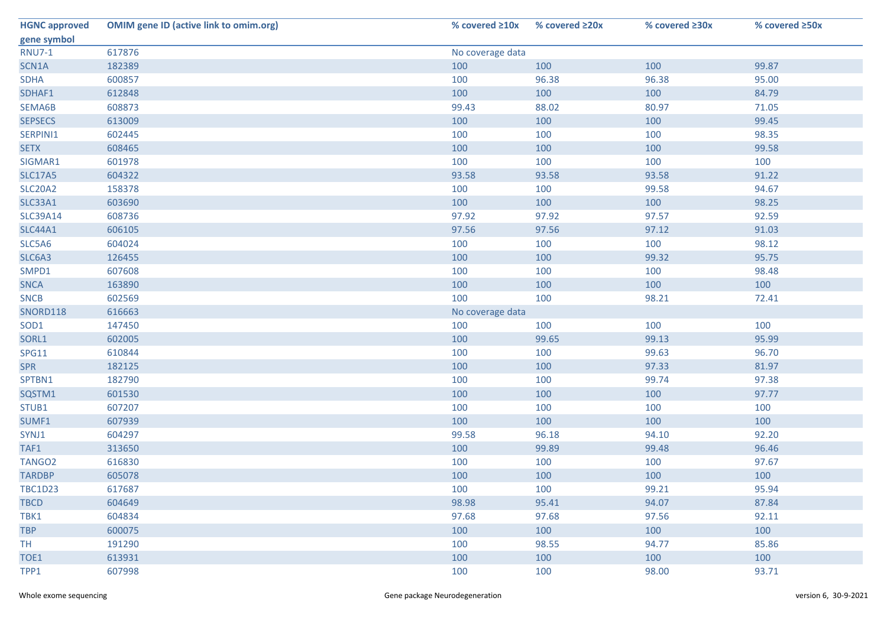| HGNC approved gene symbol | OMIM gene ID (active link to omim.org) | % covered ≥10x | % covered ≥20x | % covered ≥30x | % covered ≥50x |
|---|---|---|---|---|---|
| RNU7-1 | 617876 | No coverage data | | | |
| SCN1A | 182389 | 100 | 100 | 100 | 99.87 |
| SDHA | 600857 | 100 | 96.38 | 96.38 | 95.00 |
| SDHAF1 | 612848 | 100 | 100 | 100 | 84.79 |
| SEMA6B | 608873 | 99.43 | 88.02 | 80.97 | 71.05 |
| SEPSECS | 613009 | 100 | 100 | 100 | 99.45 |
| SERPINI1 | 602445 | 100 | 100 | 100 | 98.35 |
| SETX | 608465 | 100 | 100 | 100 | 99.58 |
| SIGMAR1 | 601978 | 100 | 100 | 100 | 100 |
| SLC17A5 | 604322 | 93.58 | 93.58 | 93.58 | 91.22 |
| SLC20A2 | 158378 | 100 | 100 | 99.58 | 94.67 |
| SLC33A1 | 603690 | 100 | 100 | 100 | 98.25 |
| SLC39A14 | 608736 | 97.92 | 97.92 | 97.57 | 92.59 |
| SLC44A1 | 606105 | 97.56 | 97.56 | 97.12 | 91.03 |
| SLC5A6 | 604024 | 100 | 100 | 100 | 98.12 |
| SLC6A3 | 126455 | 100 | 100 | 99.32 | 95.75 |
| SMPD1 | 607608 | 100 | 100 | 100 | 98.48 |
| SNCA | 163890 | 100 | 100 | 100 | 100 |
| SNCB | 602569 | 100 | 100 | 98.21 | 72.41 |
| SNORD118 | 616663 | No coverage data | | | |
| SOD1 | 147450 | 100 | 100 | 100 | 100 |
| SORL1 | 602005 | 100 | 99.65 | 99.13 | 95.99 |
| SPG11 | 610844 | 100 | 100 | 99.63 | 96.70 |
| SPR | 182125 | 100 | 100 | 97.33 | 81.97 |
| SPTBN1 | 182790 | 100 | 100 | 99.74 | 97.38 |
| SQSTM1 | 601530 | 100 | 100 | 100 | 97.77 |
| STUB1 | 607207 | 100 | 100 | 100 | 100 |
| SUMF1 | 607939 | 100 | 100 | 100 | 100 |
| SYNJ1 | 604297 | 99.58 | 96.18 | 94.10 | 92.20 |
| TAF1 | 313650 | 100 | 99.89 | 99.48 | 96.46 |
| TANGO2 | 616830 | 100 | 100 | 100 | 97.67 |
| TARDBP | 605078 | 100 | 100 | 100 | 100 |
| TBC1D23 | 617687 | 100 | 100 | 99.21 | 95.94 |
| TBCD | 604649 | 98.98 | 95.41 | 94.07 | 87.84 |
| TBK1 | 604834 | 97.68 | 97.68 | 97.56 | 92.11 |
| TBP | 600075 | 100 | 100 | 100 | 100 |
| TH | 191290 | 100 | 98.55 | 94.77 | 85.86 |
| TOE1 | 613931 | 100 | 100 | 100 | 100 |
| TPP1 | 607998 | 100 | 100 | 98.00 | 93.71 |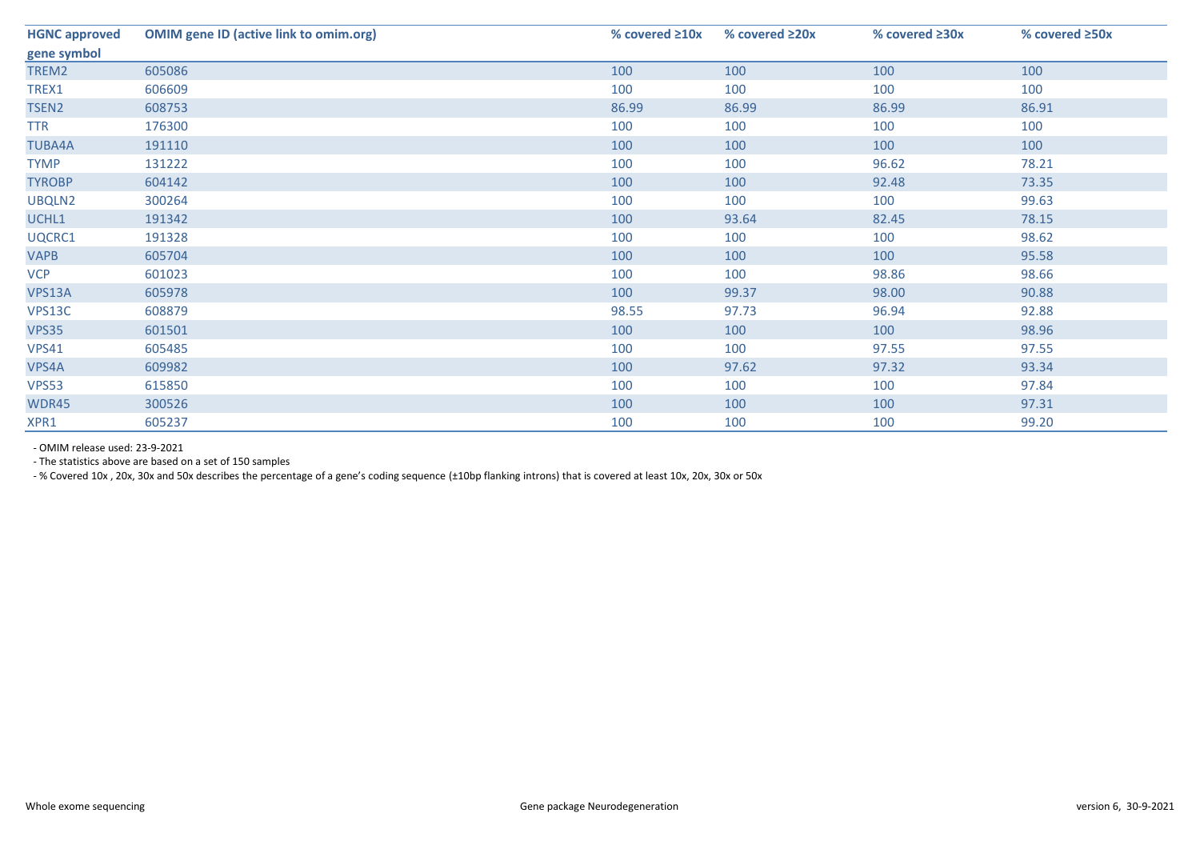| HGNC approved gene symbol | OMIM gene ID (active link to omim.org) | % covered ≥10x | % covered ≥20x | % covered ≥30x | % covered ≥50x |
|---|---|---|---|---|---|
| TREM2 | 605086 | 100 | 100 | 100 | 100 |
| TREX1 | 606609 | 100 | 100 | 100 | 100 |
| TSEN2 | 608753 | 86.99 | 86.99 | 86.99 | 86.91 |
| TTR | 176300 | 100 | 100 | 100 | 100 |
| TUBA4A | 191110 | 100 | 100 | 100 | 100 |
| TYMP | 131222 | 100 | 100 | 96.62 | 78.21 |
| TYROBP | 604142 | 100 | 100 | 92.48 | 73.35 |
| UBQLN2 | 300264 | 100 | 100 | 100 | 99.63 |
| UCHL1 | 191342 | 100 | 93.64 | 82.45 | 78.15 |
| UQCRC1 | 191328 | 100 | 100 | 100 | 98.62 |
| VAPB | 605704 | 100 | 100 | 100 | 95.58 |
| VCP | 601023 | 100 | 100 | 98.86 | 98.66 |
| VPS13A | 605978 | 100 | 99.37 | 98.00 | 90.88 |
| VPS13C | 608879 | 98.55 | 97.73 | 96.94 | 92.88 |
| VPS35 | 601501 | 100 | 100 | 100 | 98.96 |
| VPS41 | 605485 | 100 | 100 | 97.55 | 97.55 |
| VPS4A | 609982 | 100 | 97.62 | 97.32 | 93.34 |
| VPS53 | 615850 | 100 | 100 | 100 | 97.84 |
| WDR45 | 300526 | 100 | 100 | 100 | 97.31 |
| XPR1 | 605237 | 100 | 100 | 100 | 99.20 |

- OMIM release used: 23-9-2021
- The statistics above are based on a set of 150 samples
- % Covered 10x , 20x, 30x and 50x describes the percentage of a gene's coding sequence (±10bp flanking introns) that is covered at least 10x, 20x, 30x or 50x